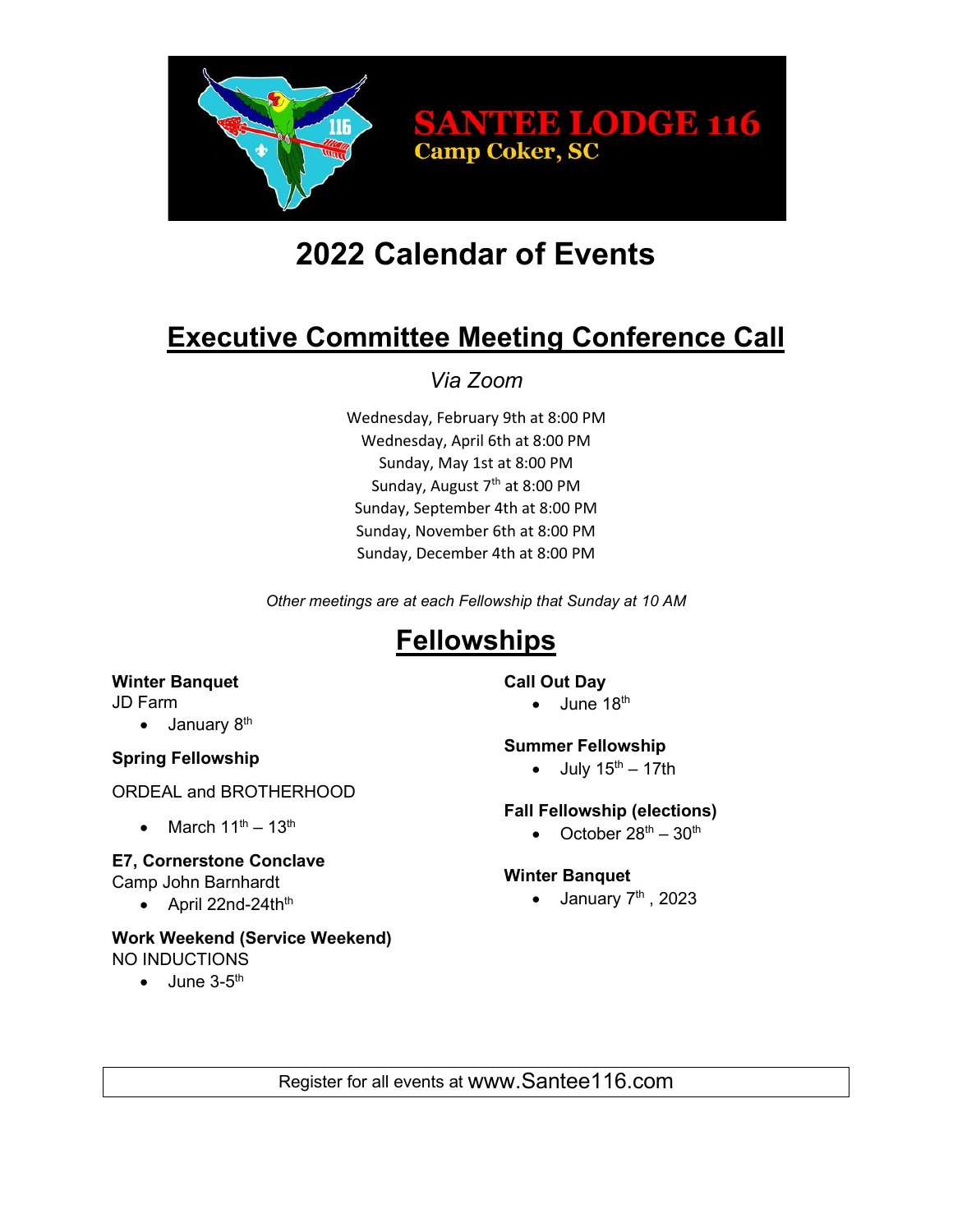**SANTEE LODGE 116**
**Camp Coker, SC**

# 2022 Calendar of Events

## Executive Committee Meeting Conference Call

*Via Zoom*

Wednesday, February 9th at 8:00 PM
Wednesday, April 6th at 8:00 PM
Sunday, May 1st at 8:00 PM
Sunday, August 7th at 8:00 PM
Sunday, September 4th at 8:00 PM
Sunday, November 6th at 8:00 PM
Sunday, December 4th at 8:00 PM

*Other meetings are at each Fellowship that Sunday at 10 AM*

## Fellowships

**Winter Banquet**
JD Farm

- January 8th

**Spring Fellowship**

ORDEAL and BROTHERHOOD

- March 11th – 13th

**E7, Cornerstone Conclave**
Camp John Barnhardt

- April 22nd-24th

**Work Weekend (Service Weekend)**
NO INDUCTIONS

- June 3-5th

**Call Out Day**

- June 18th

**Summer Fellowship**

- July 15th – 17th

**Fall Fellowship (elections)**

- October 28th – 30th

**Winter Banquet**

- January 7th , 2023

Register for all events at www.Santee116.com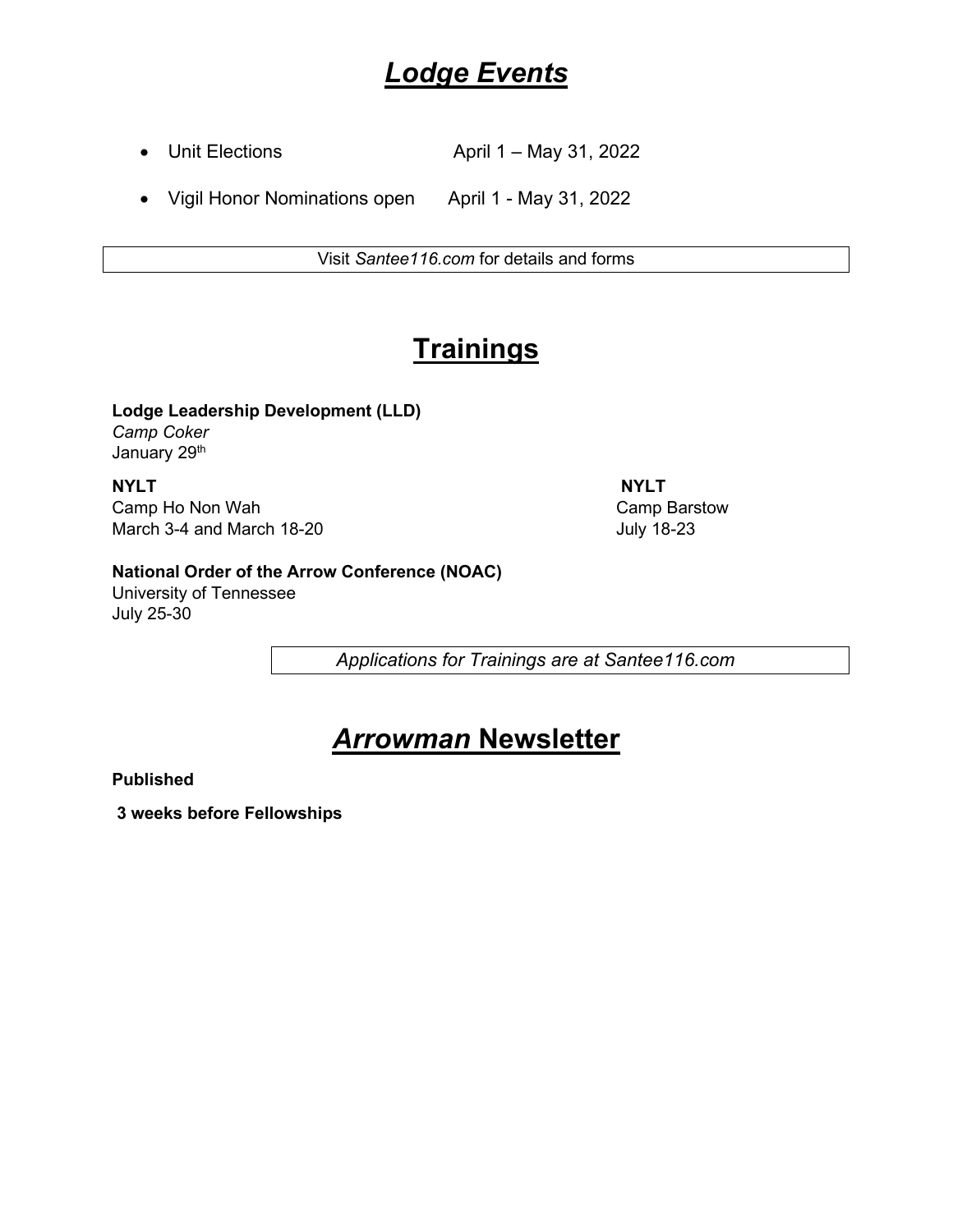# *Lodge Events*

- Unit Elections April 1 – May 31, 2022
- Vigil Honor Nominations open April 1 - May 31, 2022

Visit *Santee116.com* for details and forms

# Trainings

**Lodge Leadership Development (LLD)**
*Camp Coker*
January 29th

**NYLT**
Camp Ho Non Wah
March 3-4 and March 18-20

**NYLT**
Camp Barstow
July 18-23

**National Order of the Arrow Conference (NOAC)**
University of Tennessee
July 25-30

*Applications for Trainings are at Santee116.com*

# *Arrowman* Newsletter

**Published**

**3 weeks before Fellowships**